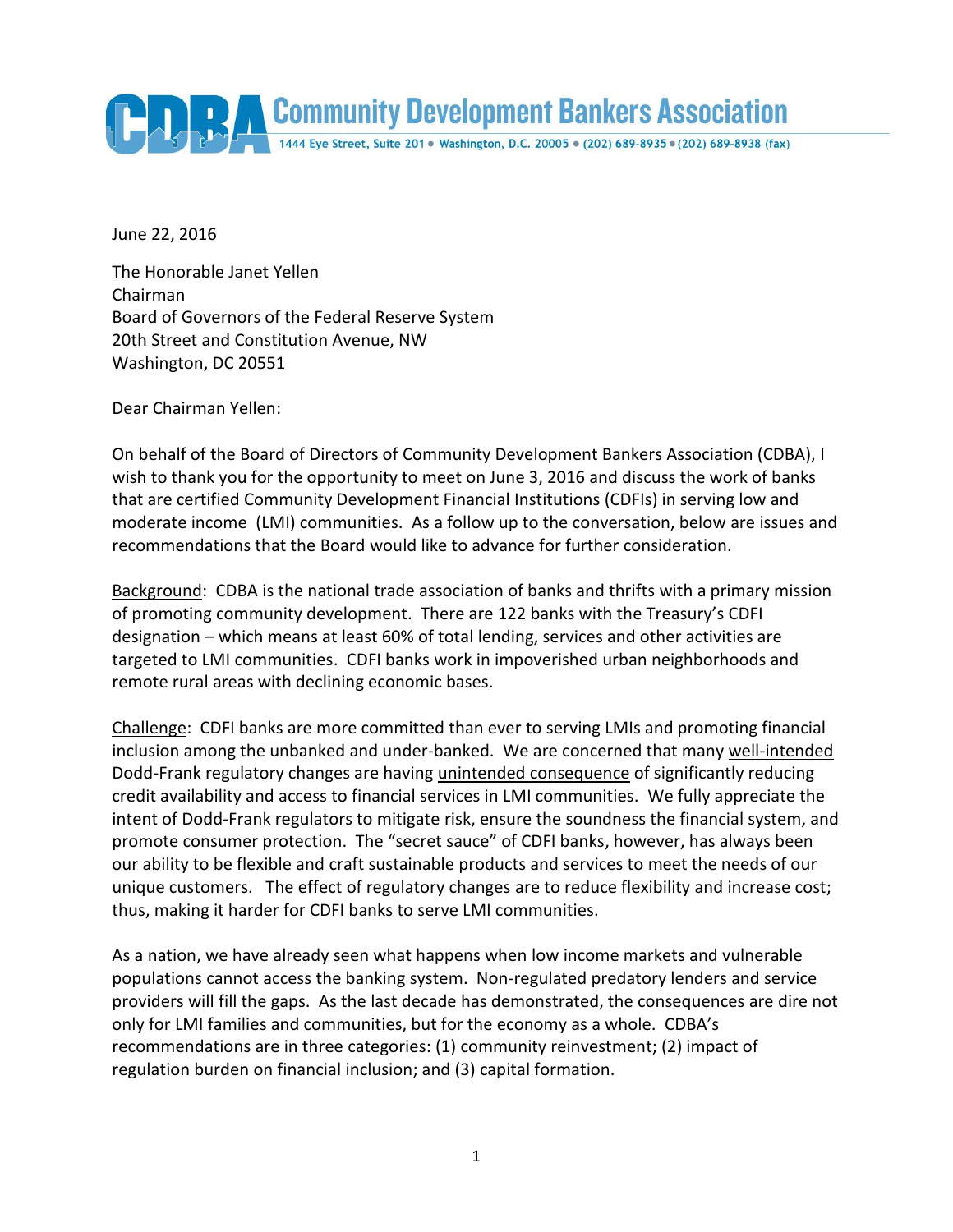**Community Development Bankers Association**

1444 Eye Street, Suite 201 • Washington, D.C. 20005 • (202) 689-8935 • (202) 689-8938 (fax)

June 22, 2016

The Honorable Janet Yellen
Chairman
Board of Governors of the Federal Reserve System
20th Street and Constitution Avenue, NW
Washington, DC 20551

Dear Chairman Yellen:

On behalf of the Board of Directors of Community Development Bankers Association (CDBA), I wish to thank you for the opportunity to meet on June 3, 2016 and discuss the work of banks that are certified Community Development Financial Institutions (CDFIs) in serving low and moderate income (LMI) communities. As a follow up to the conversation, below are issues and recommendations that the Board would like to advance for further consideration.

Background: CDBA is the national trade association of banks and thrifts with a primary mission of promoting community development. There are 122 banks with the Treasury's CDFI designation – which means at least 60% of total lending, services and other activities are targeted to LMI communities. CDFI banks work in impoverished urban neighborhoods and remote rural areas with declining economic bases.

Challenge: CDFI banks are more committed than ever to serving LMIs and promoting financial inclusion among the unbanked and under-banked. We are concerned that many well-intended Dodd-Frank regulatory changes are having unintended consequence of significantly reducing credit availability and access to financial services in LMI communities. We fully appreciate the intent of Dodd-Frank regulators to mitigate risk, ensure the soundness the financial system, and promote consumer protection. The "secret sauce" of CDFI banks, however, has always been our ability to be flexible and craft sustainable products and services to meet the needs of our unique customers. The effect of regulatory changes are to reduce flexibility and increase cost; thus, making it harder for CDFI banks to serve LMI communities.

As a nation, we have already seen what happens when low income markets and vulnerable populations cannot access the banking system. Non-regulated predatory lenders and service providers will fill the gaps. As the last decade has demonstrated, the consequences are dire not only for LMI families and communities, but for the economy as a whole. CDBA's recommendations are in three categories: (1) community reinvestment; (2) impact of regulation burden on financial inclusion; and (3) capital formation.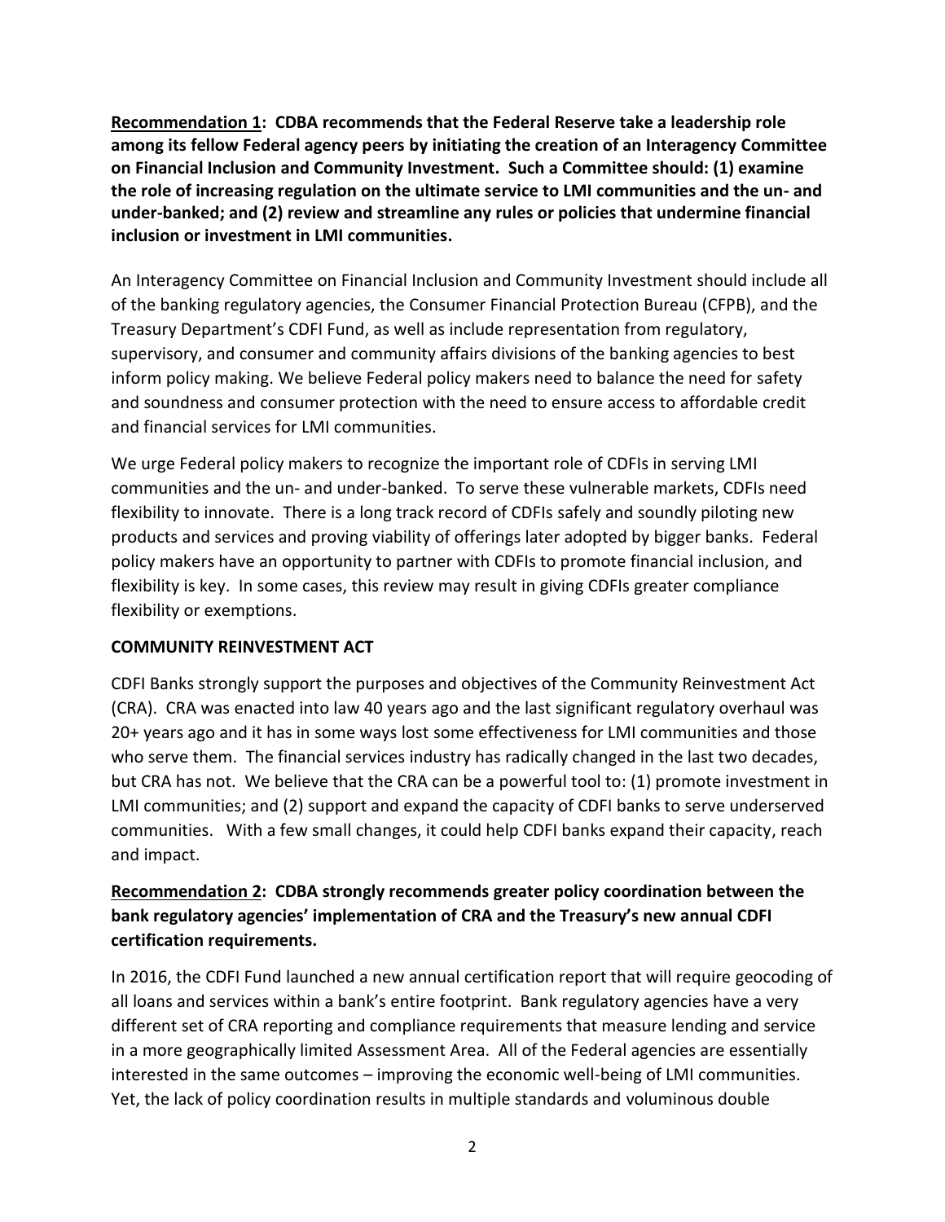**<u>Recommendation 1</u>: CDBA recommends that the Federal Reserve take a leadership role among its fellow Federal agency peers by initiating the creation of an Interagency Committee on Financial Inclusion and Community Investment. Such a Committee should: (1) examine the role of increasing regulation on the ultimate service to LMI communities and the un- and under-banked; and (2) review and streamline any rules or policies that undermine financial inclusion or investment in LMI communities.**

An Interagency Committee on Financial Inclusion and Community Investment should include all of the banking regulatory agencies, the Consumer Financial Protection Bureau (CFPB), and the Treasury Department's CDFI Fund, as well as include representation from regulatory, supervisory, and consumer and community affairs divisions of the banking agencies to best inform policy making. We believe Federal policy makers need to balance the need for safety and soundness and consumer protection with the need to ensure access to affordable credit and financial services for LMI communities.

We urge Federal policy makers to recognize the important role of CDFIs in serving LMI communities and the un- and under-banked. To serve these vulnerable markets, CDFIs need flexibility to innovate. There is a long track record of CDFIs safely and soundly piloting new products and services and proving viability of offerings later adopted by bigger banks. Federal policy makers have an opportunity to partner with CDFIs to promote financial inclusion, and flexibility is key. In some cases, this review may result in giving CDFIs greater compliance flexibility or exemptions.

**COMMUNITY REINVESTMENT ACT**

CDFI Banks strongly support the purposes and objectives of the Community Reinvestment Act (CRA). CRA was enacted into law 40 years ago and the last significant regulatory overhaul was 20+ years ago and it has in some ways lost some effectiveness for LMI communities and those who serve them. The financial services industry has radically changed in the last two decades, but CRA has not. We believe that the CRA can be a powerful tool to: (1) promote investment in LMI communities; and (2) support and expand the capacity of CDFI banks to serve underserved communities. With a few small changes, it could help CDFI banks expand their capacity, reach and impact.

**<u>Recommendation 2</u>: CDBA strongly recommends greater policy coordination between the bank regulatory agencies' implementation of CRA and the Treasury's new annual CDFI certification requirements.**

In 2016, the CDFI Fund launched a new annual certification report that will require geocoding of all loans and services within a bank's entire footprint. Bank regulatory agencies have a very different set of CRA reporting and compliance requirements that measure lending and service in a more geographically limited Assessment Area. All of the Federal agencies are essentially interested in the same outcomes – improving the economic well-being of LMI communities. Yet, the lack of policy coordination results in multiple standards and voluminous double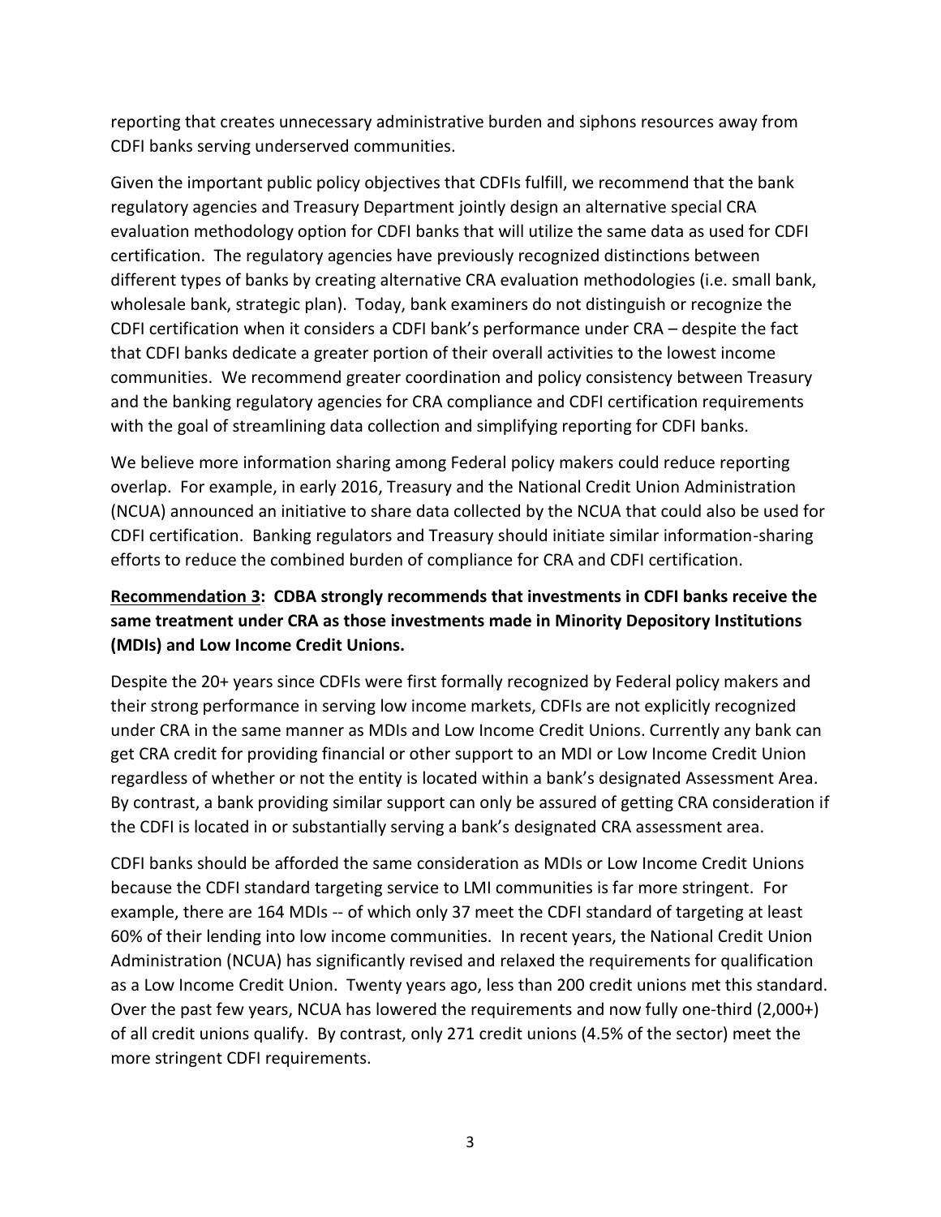reporting that creates unnecessary administrative burden and siphons resources away from CDFI banks serving underserved communities.

Given the important public policy objectives that CDFIs fulfill, we recommend that the bank regulatory agencies and Treasury Department jointly design an alternative special CRA evaluation methodology option for CDFI banks that will utilize the same data as used for CDFI certification. The regulatory agencies have previously recognized distinctions between different types of banks by creating alternative CRA evaluation methodologies (i.e. small bank, wholesale bank, strategic plan). Today, bank examiners do not distinguish or recognize the CDFI certification when it considers a CDFI bank's performance under CRA – despite the fact that CDFI banks dedicate a greater portion of their overall activities to the lowest income communities. We recommend greater coordination and policy consistency between Treasury and the banking regulatory agencies for CRA compliance and CDFI certification requirements with the goal of streamlining data collection and simplifying reporting for CDFI banks.

We believe more information sharing among Federal policy makers could reduce reporting overlap. For example, in early 2016, Treasury and the National Credit Union Administration (NCUA) announced an initiative to share data collected by the NCUA that could also be used for CDFI certification. Banking regulators and Treasury should initiate similar information-sharing efforts to reduce the combined burden of compliance for CRA and CDFI certification.

**<u>Recommendation 3</u>: CDBA strongly recommends that investments in CDFI banks receive the same treatment under CRA as those investments made in Minority Depository Institutions (MDIs) and Low Income Credit Unions.**

Despite the 20+ years since CDFIs were first formally recognized by Federal policy makers and their strong performance in serving low income markets, CDFIs are not explicitly recognized under CRA in the same manner as MDIs and Low Income Credit Unions. Currently any bank can get CRA credit for providing financial or other support to an MDI or Low Income Credit Union regardless of whether or not the entity is located within a bank's designated Assessment Area. By contrast, a bank providing similar support can only be assured of getting CRA consideration if the CDFI is located in or substantially serving a bank's designated CRA assessment area.

CDFI banks should be afforded the same consideration as MDIs or Low Income Credit Unions because the CDFI standard targeting service to LMI communities is far more stringent. For example, there are 164 MDIs -- of which only 37 meet the CDFI standard of targeting at least 60% of their lending into low income communities. In recent years, the National Credit Union Administration (NCUA) has significantly revised and relaxed the requirements for qualification as a Low Income Credit Union. Twenty years ago, less than 200 credit unions met this standard. Over the past few years, NCUA has lowered the requirements and now fully one-third (2,000+) of all credit unions qualify. By contrast, only 271 credit unions (4.5% of the sector) meet the more stringent CDFI requirements.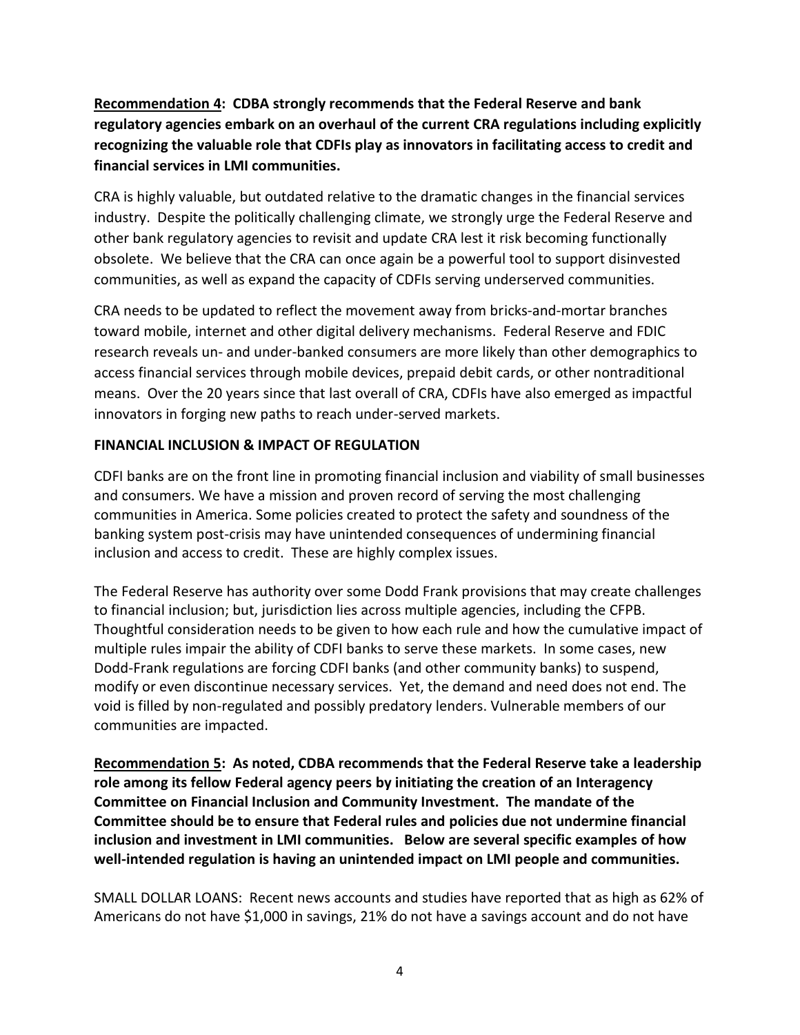**<u>Recommendation 4</u>: CDBA strongly recommends that the Federal Reserve and bank regulatory agencies embark on an overhaul of the current CRA regulations including explicitly recognizing the valuable role that CDFIs play as innovators in facilitating access to credit and financial services in LMI communities.**

CRA is highly valuable, but outdated relative to the dramatic changes in the financial services industry. Despite the politically challenging climate, we strongly urge the Federal Reserve and other bank regulatory agencies to revisit and update CRA lest it risk becoming functionally obsolete. We believe that the CRA can once again be a powerful tool to support disinvested communities, as well as expand the capacity of CDFIs serving underserved communities.

CRA needs to be updated to reflect the movement away from bricks-and-mortar branches toward mobile, internet and other digital delivery mechanisms. Federal Reserve and FDIC research reveals un- and under-banked consumers are more likely than other demographics to access financial services through mobile devices, prepaid debit cards, or other nontraditional means. Over the 20 years since that last overall of CRA, CDFIs have also emerged as impactful innovators in forging new paths to reach under-served markets.

**FINANCIAL INCLUSION & IMPACT OF REGULATION**

CDFI banks are on the front line in promoting financial inclusion and viability of small businesses and consumers. We have a mission and proven record of serving the most challenging communities in America. Some policies created to protect the safety and soundness of the banking system post-crisis may have unintended consequences of undermining financial inclusion and access to credit. These are highly complex issues.

The Federal Reserve has authority over some Dodd Frank provisions that may create challenges to financial inclusion; but, jurisdiction lies across multiple agencies, including the CFPB. Thoughtful consideration needs to be given to how each rule and how the cumulative impact of multiple rules impair the ability of CDFI banks to serve these markets. In some cases, new Dodd-Frank regulations are forcing CDFI banks (and other community banks) to suspend, modify or even discontinue necessary services. Yet, the demand and need does not end. The void is filled by non-regulated and possibly predatory lenders. Vulnerable members of our communities are impacted.

**<u>Recommendation 5</u>: As noted, CDBA recommends that the Federal Reserve take a leadership role among its fellow Federal agency peers by initiating the creation of an Interagency Committee on Financial Inclusion and Community Investment. The mandate of the Committee should be to ensure that Federal rules and policies due not undermine financial inclusion and investment in LMI communities. Below are several specific examples of how well-intended regulation is having an unintended impact on LMI people and communities.**

SMALL DOLLAR LOANS: Recent news accounts and studies have reported that as high as 62% of Americans do not have $1,000 in savings, 21% do not have a savings account and do not have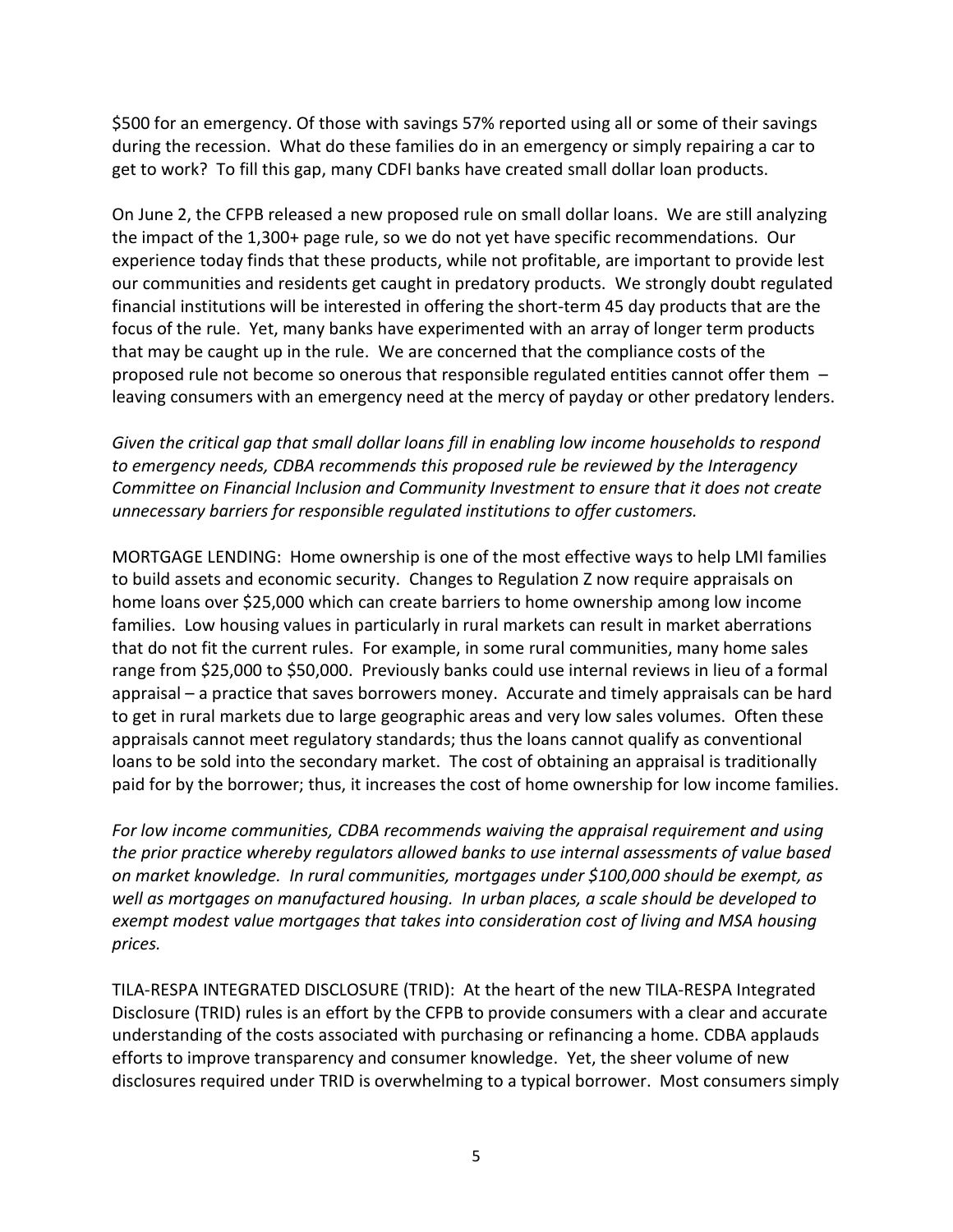$500 for an emergency. Of those with savings 57% reported using all or some of their savings during the recession. What do these families do in an emergency or simply repairing a car to get to work? To fill this gap, many CDFI banks have created small dollar loan products.

On June 2, the CFPB released a new proposed rule on small dollar loans. We are still analyzing the impact of the 1,300+ page rule, so we do not yet have specific recommendations. Our experience today finds that these products, while not profitable, are important to provide lest our communities and residents get caught in predatory products. We strongly doubt regulated financial institutions will be interested in offering the short-term 45 day products that are the focus of the rule. Yet, many banks have experimented with an array of longer term products that may be caught up in the rule. We are concerned that the compliance costs of the proposed rule not become so onerous that responsible regulated entities cannot offer them – leaving consumers with an emergency need at the mercy of payday or other predatory lenders.

*Given the critical gap that small dollar loans fill in enabling low income households to respond to emergency needs, CDBA recommends this proposed rule be reviewed by the Interagency Committee on Financial Inclusion and Community Investment to ensure that it does not create unnecessary barriers for responsible regulated institutions to offer customers.*

MORTGAGE LENDING: Home ownership is one of the most effective ways to help LMI families to build assets and economic security. Changes to Regulation Z now require appraisals on home loans over $25,000 which can create barriers to home ownership among low income families. Low housing values in particularly in rural markets can result in market aberrations that do not fit the current rules. For example, in some rural communities, many home sales range from $25,000 to $50,000. Previously banks could use internal reviews in lieu of a formal appraisal – a practice that saves borrowers money. Accurate and timely appraisals can be hard to get in rural markets due to large geographic areas and very low sales volumes. Often these appraisals cannot meet regulatory standards; thus the loans cannot qualify as conventional loans to be sold into the secondary market. The cost of obtaining an appraisal is traditionally paid for by the borrower; thus, it increases the cost of home ownership for low income families.

*For low income communities, CDBA recommends waiving the appraisal requirement and using the prior practice whereby regulators allowed banks to use internal assessments of value based on market knowledge. In rural communities, mortgages under $100,000 should be exempt, as well as mortgages on manufactured housing. In urban places, a scale should be developed to exempt modest value mortgages that takes into consideration cost of living and MSA housing prices.*

TILA-RESPA INTEGRATED DISCLOSURE (TRID): At the heart of the new TILA-RESPA Integrated Disclosure (TRID) rules is an effort by the CFPB to provide consumers with a clear and accurate understanding of the costs associated with purchasing or refinancing a home. CDBA applauds efforts to improve transparency and consumer knowledge. Yet, the sheer volume of new disclosures required under TRID is overwhelming to a typical borrower. Most consumers simply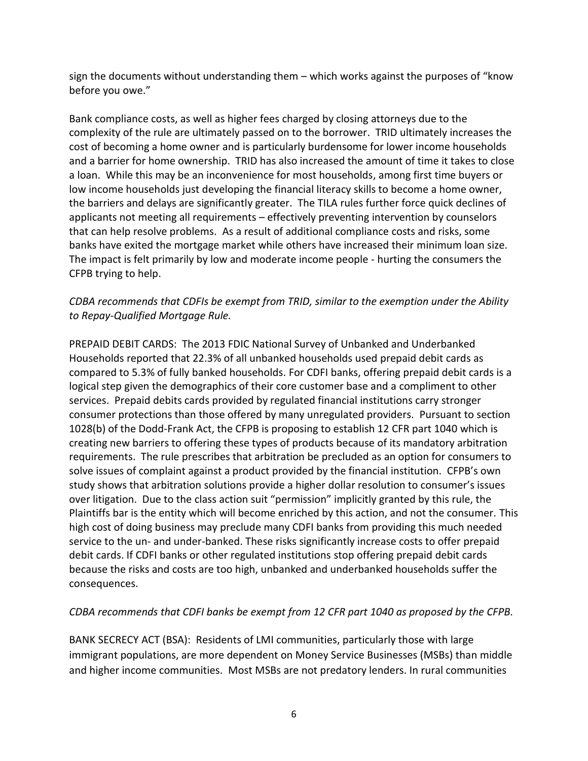sign the documents without understanding them – which works against the purposes of "know before you owe."

Bank compliance costs, as well as higher fees charged by closing attorneys due to the complexity of the rule are ultimately passed on to the borrower. TRID ultimately increases the cost of becoming a home owner and is particularly burdensome for lower income households and a barrier for home ownership. TRID has also increased the amount of time it takes to close a loan. While this may be an inconvenience for most households, among first time buyers or low income households just developing the financial literacy skills to become a home owner, the barriers and delays are significantly greater. The TILA rules further force quick declines of applicants not meeting all requirements – effectively preventing intervention by counselors that can help resolve problems. As a result of additional compliance costs and risks, some banks have exited the mortgage market while others have increased their minimum loan size. The impact is felt primarily by low and moderate income people - hurting the consumers the CFPB trying to help.

*CDBA recommends that CDFIs be exempt from TRID, similar to the exemption under the Ability to Repay-Qualified Mortgage Rule.*

PREPAID DEBIT CARDS: The 2013 FDIC National Survey of Unbanked and Underbanked Households reported that 22.3% of all unbanked households used prepaid debit cards as compared to 5.3% of fully banked households. For CDFI banks, offering prepaid debit cards is a logical step given the demographics of their core customer base and a compliment to other services. Prepaid debits cards provided by regulated financial institutions carry stronger consumer protections than those offered by many unregulated providers. Pursuant to section 1028(b) of the Dodd-Frank Act, the CFPB is proposing to establish 12 CFR part 1040 which is creating new barriers to offering these types of products because of its mandatory arbitration requirements. The rule prescribes that arbitration be precluded as an option for consumers to solve issues of complaint against a product provided by the financial institution. CFPB's own study shows that arbitration solutions provide a higher dollar resolution to consumer's issues over litigation. Due to the class action suit "permission" implicitly granted by this rule, the Plaintiffs bar is the entity which will become enriched by this action, and not the consumer. This high cost of doing business may preclude many CDFI banks from providing this much needed service to the un- and under-banked. These risks significantly increase costs to offer prepaid debit cards. If CDFI banks or other regulated institutions stop offering prepaid debit cards because the risks and costs are too high, unbanked and underbanked households suffer the consequences.

*CDBA recommends that CDFI banks be exempt from 12 CFR part 1040 as proposed by the CFPB.*

BANK SECRECY ACT (BSA): Residents of LMI communities, particularly those with large immigrant populations, are more dependent on Money Service Businesses (MSBs) than middle and higher income communities. Most MSBs are not predatory lenders. In rural communities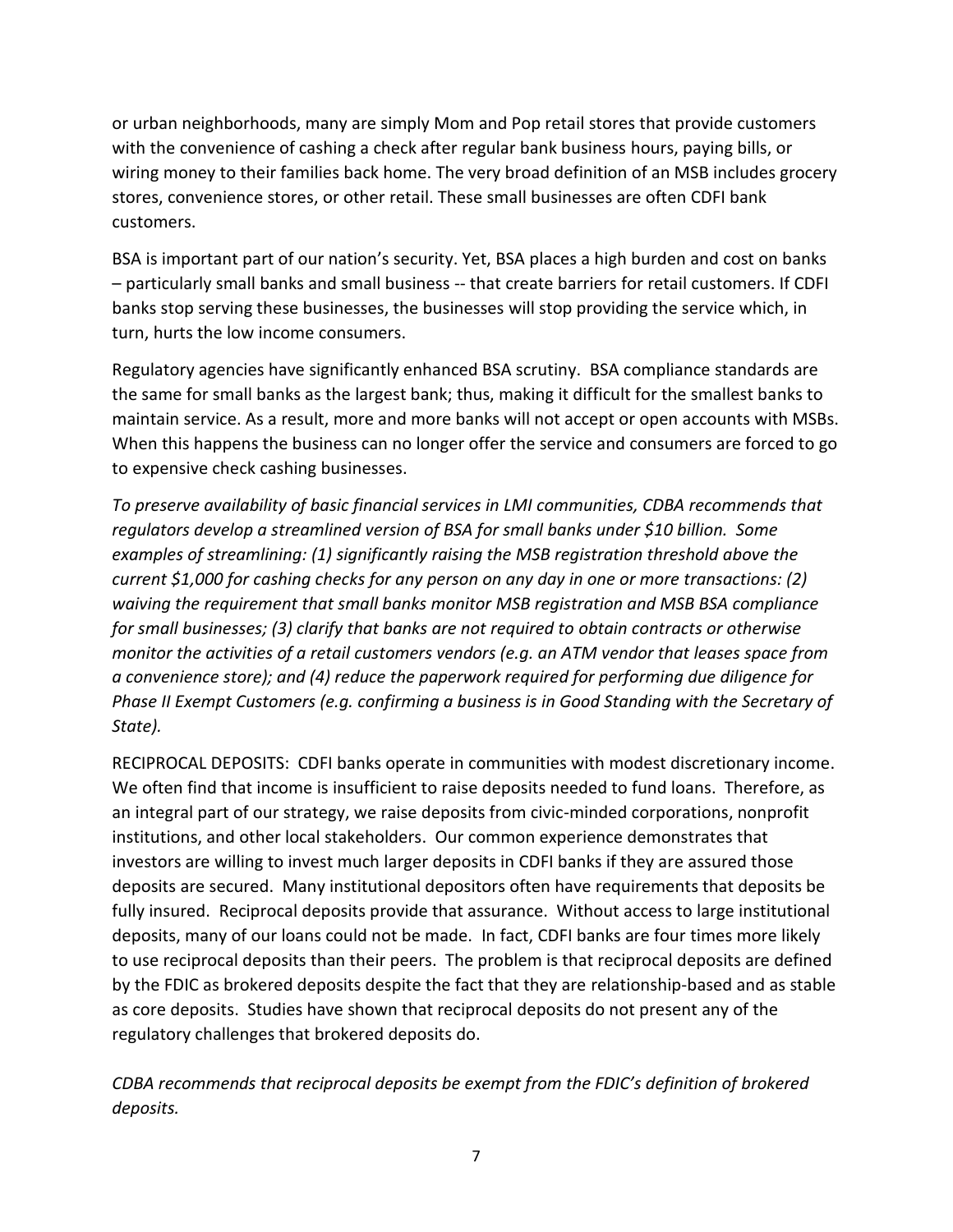or urban neighborhoods, many are simply Mom and Pop retail stores that provide customers with the convenience of cashing a check after regular bank business hours, paying bills, or wiring money to their families back home. The very broad definition of an MSB includes grocery stores, convenience stores, or other retail. These small businesses are often CDFI bank customers.

BSA is important part of our nation's security. Yet, BSA places a high burden and cost on banks – particularly small banks and small business -- that create barriers for retail customers. If CDFI banks stop serving these businesses, the businesses will stop providing the service which, in turn, hurts the low income consumers.

Regulatory agencies have significantly enhanced BSA scrutiny. BSA compliance standards are the same for small banks as the largest bank; thus, making it difficult for the smallest banks to maintain service. As a result, more and more banks will not accept or open accounts with MSBs. When this happens the business can no longer offer the service and consumers are forced to go to expensive check cashing businesses.

*To preserve availability of basic financial services in LMI communities, CDBA recommends that regulators develop a streamlined version of BSA for small banks under $10 billion. Some examples of streamlining: (1) significantly raising the MSB registration threshold above the current $1,000 for cashing checks for any person on any day in one or more transactions: (2) waiving the requirement that small banks monitor MSB registration and MSB BSA compliance for small businesses; (3) clarify that banks are not required to obtain contracts or otherwise monitor the activities of a retail customers vendors (e.g. an ATM vendor that leases space from a convenience store); and (4) reduce the paperwork required for performing due diligence for Phase II Exempt Customers (e.g. confirming a business is in Good Standing with the Secretary of State).*

RECIPROCAL DEPOSITS: CDFI banks operate in communities with modest discretionary income. We often find that income is insufficient to raise deposits needed to fund loans. Therefore, as an integral part of our strategy, we raise deposits from civic-minded corporations, nonprofit institutions, and other local stakeholders. Our common experience demonstrates that investors are willing to invest much larger deposits in CDFI banks if they are assured those deposits are secured. Many institutional depositors often have requirements that deposits be fully insured. Reciprocal deposits provide that assurance. Without access to large institutional deposits, many of our loans could not be made. In fact, CDFI banks are four times more likely to use reciprocal deposits than their peers. The problem is that reciprocal deposits are defined by the FDIC as brokered deposits despite the fact that they are relationship-based and as stable as core deposits. Studies have shown that reciprocal deposits do not present any of the regulatory challenges that brokered deposits do.

*CDBA recommends that reciprocal deposits be exempt from the FDIC's definition of brokered deposits.*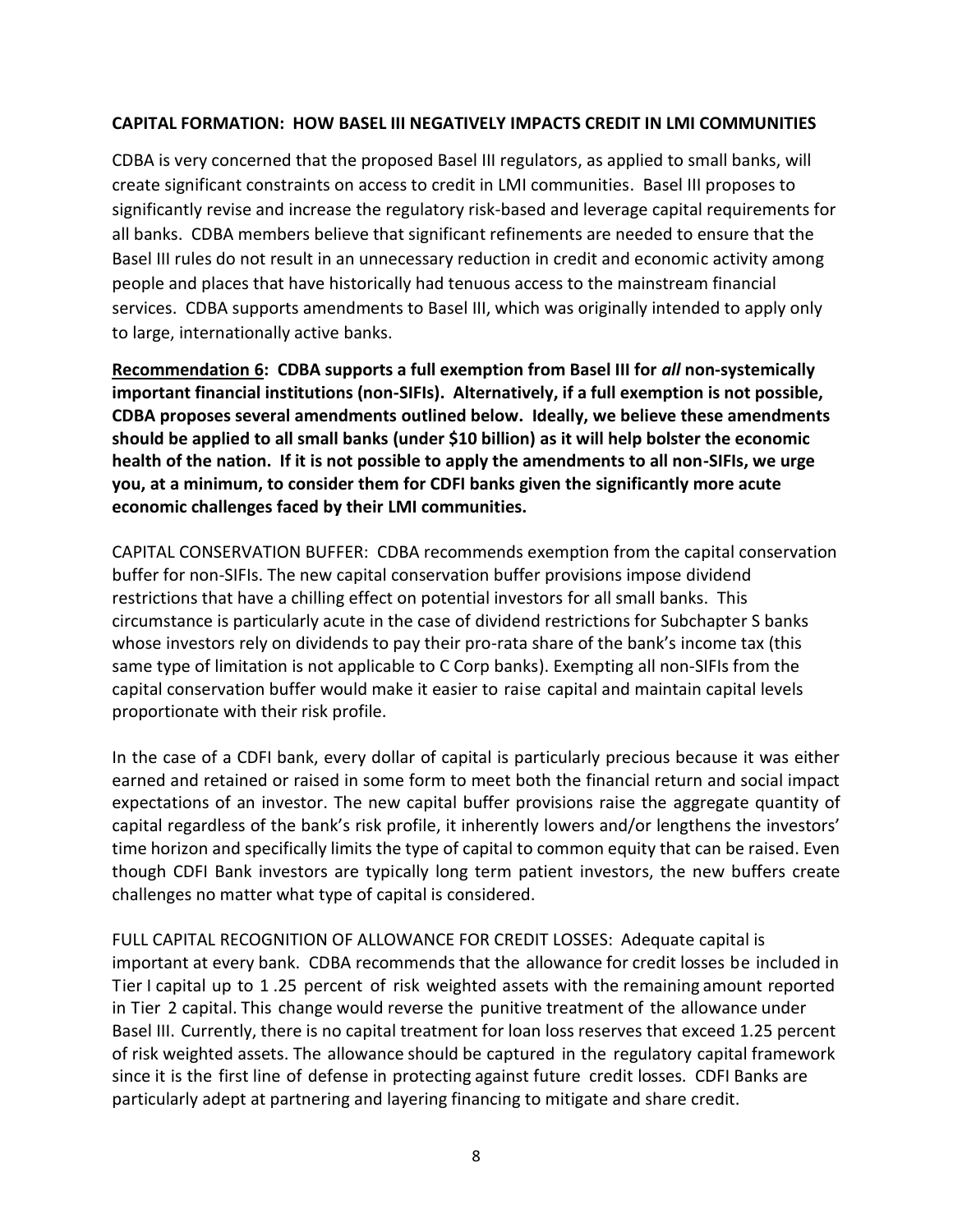**CAPITAL FORMATION: HOW BASEL III NEGATIVELY IMPACTS CREDIT IN LMI COMMUNITIES**

CDBA is very concerned that the proposed Basel III regulators, as applied to small banks, will create significant constraints on access to credit in LMI communities. Basel III proposes to significantly revise and increase the regulatory risk-based and leverage capital requirements for all banks. CDBA members believe that significant refinements are needed to ensure that the Basel III rules do not result in an unnecessary reduction in credit and economic activity among people and places that have historically had tenuous access to the mainstream financial services. CDBA supports amendments to Basel III, which was originally intended to apply only to large, internationally active banks.

**<u>Recommendation 6</u>: CDBA supports a full exemption from Basel III for *all* non-systemically important financial institutions (non-SIFIs). Alternatively, if a full exemption is not possible, CDBA proposes several amendments outlined below. Ideally, we believe these amendments should be applied to all small banks (under $10 billion) as it will help bolster the economic health of the nation. If it is not possible to apply the amendments to all non-SIFIs, we urge you, at a minimum, to consider them for CDFI banks given the significantly more acute economic challenges faced by their LMI communities.**

CAPITAL CONSERVATION BUFFER: CDBA recommends exemption from the capital conservation buffer for non-SIFIs. The new capital conservation buffer provisions impose dividend restrictions that have a chilling effect on potential investors for all small banks. This circumstance is particularly acute in the case of dividend restrictions for Subchapter S banks whose investors rely on dividends to pay their pro-rata share of the bank's income tax (this same type of limitation is not applicable to C Corp banks). Exempting all non-SIFIs from the capital conservation buffer would make it easier to raise capital and maintain capital levels proportionate with their risk profile.

In the case of a CDFI bank, every dollar of capital is particularly precious because it was either earned and retained or raised in some form to meet both the financial return and social impact expectations of an investor. The new capital buffer provisions raise the aggregate quantity of capital regardless of the bank's risk profile, it inherently lowers and/or lengthens the investors' time horizon and specifically limits the type of capital to common equity that can be raised. Even though CDFI Bank investors are typically long term patient investors, the new buffers create challenges no matter what type of capital is considered.

FULL CAPITAL RECOGNITION OF ALLOWANCE FOR CREDIT LOSSES: Adequate capital is important at every bank. CDBA recommends that the allowance for credit losses be included in Tier I capital up to 1 .25 percent of risk weighted assets with the remaining amount reported in Tier 2 capital. This change would reverse the punitive treatment of the allowance under Basel III. Currently, there is no capital treatment for loan loss reserves that exceed 1.25 percent of risk weighted assets. The allowance should be captured in the regulatory capital framework since it is the first line of defense in protecting against future credit losses. CDFI Banks are particularly adept at partnering and layering financing to mitigate and share credit.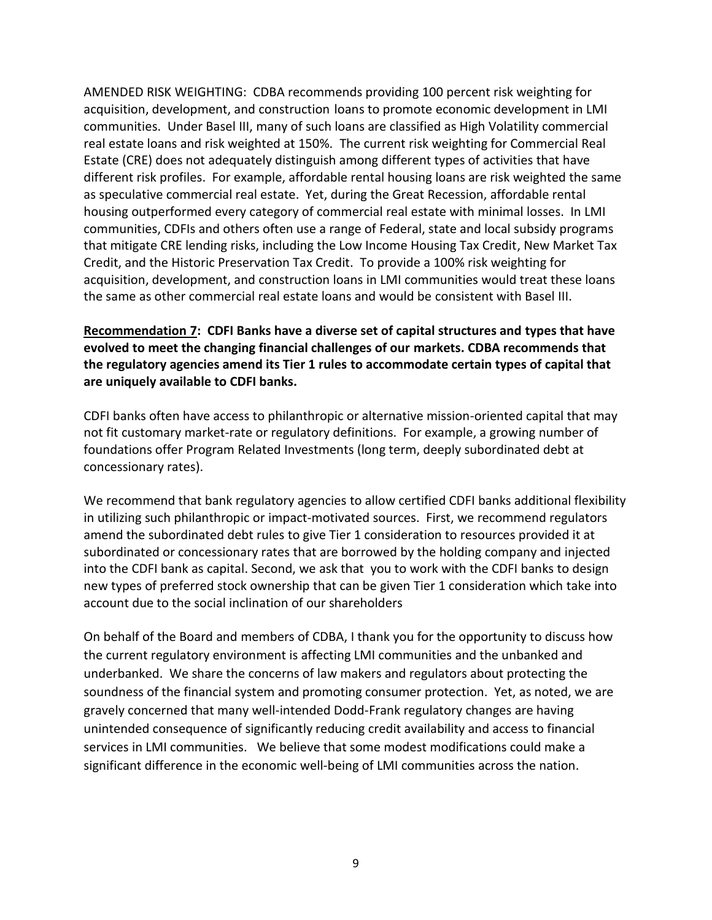AMENDED RISK WEIGHTING: CDBA recommends providing 100 percent risk weighting for acquisition, development, and construction loans to promote economic development in LMI communities. Under Basel III, many of such loans are classified as High Volatility commercial real estate loans and risk weighted at 150%. The current risk weighting for Commercial Real Estate (CRE) does not adequately distinguish among different types of activities that have different risk profiles. For example, affordable rental housing loans are risk weighted the same as speculative commercial real estate. Yet, during the Great Recession, affordable rental housing outperformed every category of commercial real estate with minimal losses. In LMI communities, CDFIs and others often use a range of Federal, state and local subsidy programs that mitigate CRE lending risks, including the Low Income Housing Tax Credit, New Market Tax Credit, and the Historic Preservation Tax Credit. To provide a 100% risk weighting for acquisition, development, and construction loans in LMI communities would treat these loans the same as other commercial real estate loans and would be consistent with Basel III.

**<u>Recommendation 7</u>: CDFI Banks have a diverse set of capital structures and types that have evolved to meet the changing financial challenges of our markets. CDBA recommends that the regulatory agencies amend its Tier 1 rules to accommodate certain types of capital that are uniquely available to CDFI banks.**

CDFI banks often have access to philanthropic or alternative mission-oriented capital that may not fit customary market-rate or regulatory definitions. For example, a growing number of foundations offer Program Related Investments (long term, deeply subordinated debt at concessionary rates).

We recommend that bank regulatory agencies to allow certified CDFI banks additional flexibility in utilizing such philanthropic or impact-motivated sources. First, we recommend regulators amend the subordinated debt rules to give Tier 1 consideration to resources provided it at subordinated or concessionary rates that are borrowed by the holding company and injected into the CDFI bank as capital. Second, we ask that you to work with the CDFI banks to design new types of preferred stock ownership that can be given Tier 1 consideration which take into account due to the social inclination of our shareholders

On behalf of the Board and members of CDBA, I thank you for the opportunity to discuss how the current regulatory environment is affecting LMI communities and the unbanked and underbanked. We share the concerns of law makers and regulators about protecting the soundness of the financial system and promoting consumer protection. Yet, as noted, we are gravely concerned that many well-intended Dodd-Frank regulatory changes are having unintended consequence of significantly reducing credit availability and access to financial services in LMI communities. We believe that some modest modifications could make a significant difference in the economic well-being of LMI communities across the nation.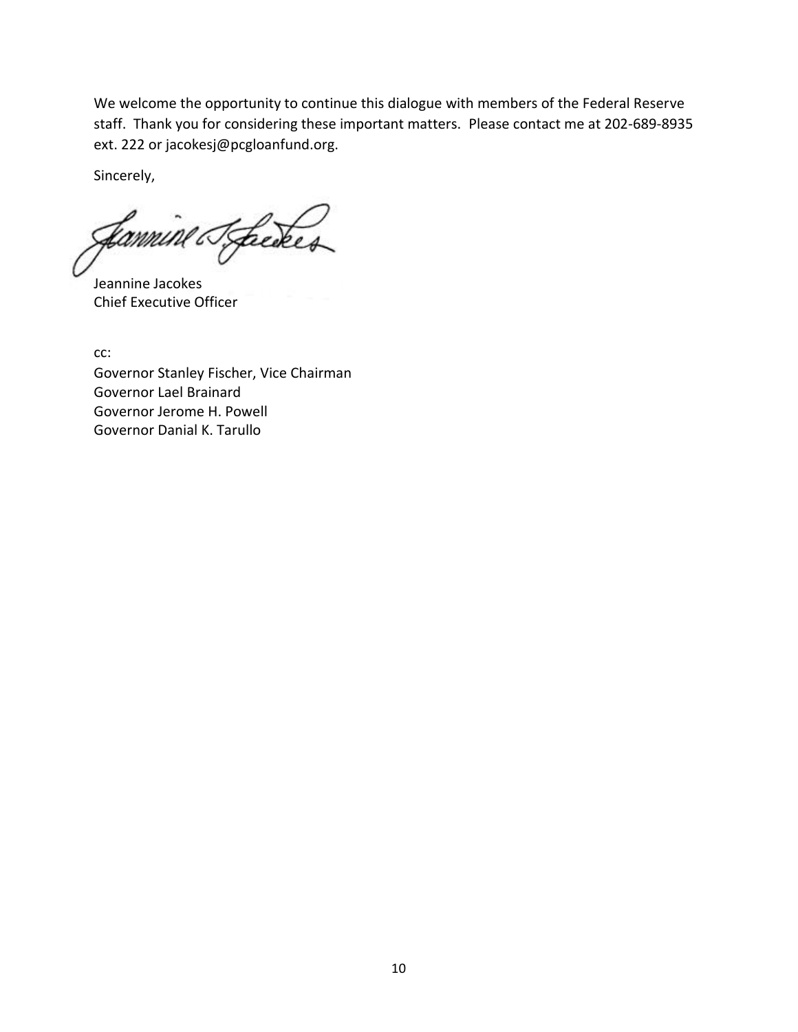We welcome the opportunity to continue this dialogue with members of the Federal Reserve staff. Thank you for considering these important matters. Please contact me at 202-689-8935 ext. 222 or jacokesj@pcgloanfund.org.

Sincerely,

Jeannine Jacokes
Chief Executive Officer

cc:
Governor Stanley Fischer, Vice Chairman
Governor Lael Brainard
Governor Jerome H. Powell
Governor Danial K. Tarullo